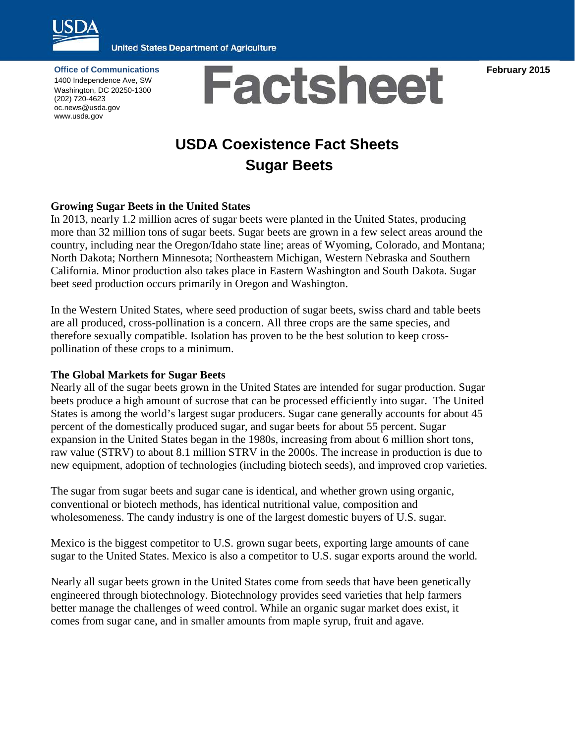United States Department of Agriculture

**Office of Communications**
1400 Independence Ave, SW
Washington, DC 20250-1300
(202) 720-4623
oc.news@usda.gov
www.usda.gov

# Factsheet

February 2015

## USDA Coexistence Fact Sheets
## Sugar Beets

### Growing Sugar Beets in the United States

In 2013, nearly 1.2 million acres of sugar beets were planted in the United States, producing more than 32 million tons of sugar beets. Sugar beets are grown in a few select areas around the country, including near the Oregon/Idaho state line; areas of Wyoming, Colorado, and Montana; North Dakota; Northern Minnesota; Northeastern Michigan, Western Nebraska and Southern California. Minor production also takes place in Eastern Washington and South Dakota. Sugar beet seed production occurs primarily in Oregon and Washington.

In the Western United States, where seed production of sugar beets, swiss chard and table beets are all produced, cross-pollination is a concern. All three crops are the same species, and therefore sexually compatible. Isolation has proven to be the best solution to keep cross-pollination of these crops to a minimum.

### The Global Markets for Sugar Beets

Nearly all of the sugar beets grown in the United States are intended for sugar production. Sugar beets produce a high amount of sucrose that can be processed efficiently into sugar. The United States is among the world's largest sugar producers. Sugar cane generally accounts for about 45 percent of the domestically produced sugar, and sugar beets for about 55 percent. Sugar expansion in the United States began in the 1980s, increasing from about 6 million short tons, raw value (STRV) to about 8.1 million STRV in the 2000s. The increase in production is due to new equipment, adoption of technologies (including biotech seeds), and improved crop varieties.

The sugar from sugar beets and sugar cane is identical, and whether grown using organic, conventional or biotech methods, has identical nutritional value, composition and wholesomeness. The candy industry is one of the largest domestic buyers of U.S. sugar.

Mexico is the biggest competitor to U.S. grown sugar beets, exporting large amounts of cane sugar to the United States. Mexico is also a competitor to U.S. sugar exports around the world.

Nearly all sugar beets grown in the United States come from seeds that have been genetically engineered through biotechnology. Biotechnology provides seed varieties that help farmers better manage the challenges of weed control. While an organic sugar market does exist, it comes from sugar cane, and in smaller amounts from maple syrup, fruit and agave.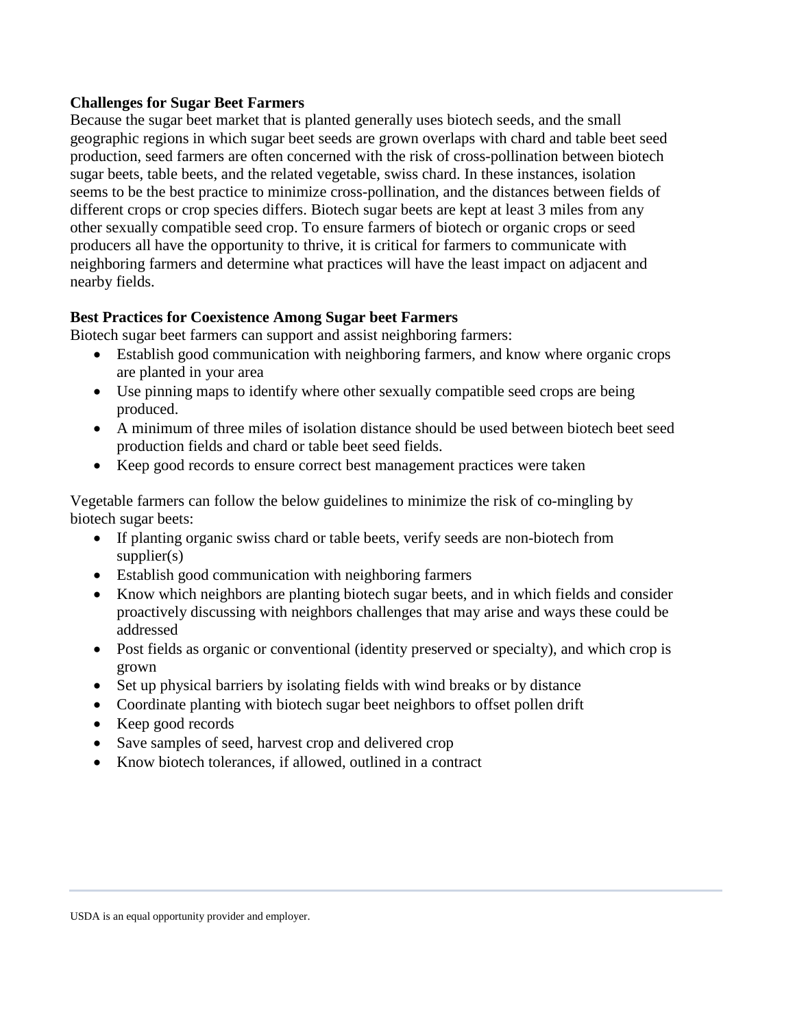**Challenges for Sugar Beet Farmers**

Because the sugar beet market that is planted generally uses biotech seeds, and the small geographic regions in which sugar beet seeds are grown overlaps with chard and table beet seed production, seed farmers are often concerned with the risk of cross-pollination between biotech sugar beets, table beets, and the related vegetable, swiss chard. In these instances, isolation seems to be the best practice to minimize cross-pollination, and the distances between fields of different crops or crop species differs. Biotech sugar beets are kept at least 3 miles from any other sexually compatible seed crop. To ensure farmers of biotech or organic crops or seed producers all have the opportunity to thrive, it is critical for farmers to communicate with neighboring farmers and determine what practices will have the least impact on adjacent and nearby fields.

**Best Practices for Coexistence Among Sugar beet Farmers**

Biotech sugar beet farmers can support and assist neighboring farmers:

- Establish good communication with neighboring farmers, and know where organic crops are planted in your area
- Use pinning maps to identify where other sexually compatible seed crops are being produced.
- A minimum of three miles of isolation distance should be used between biotech beet seed production fields and chard or table beet seed fields.
- Keep good records to ensure correct best management practices were taken

Vegetable farmers can follow the below guidelines to minimize the risk of co-mingling by biotech sugar beets:

- If planting organic swiss chard or table beets, verify seeds are non-biotech from supplier(s)
- Establish good communication with neighboring farmers
- Know which neighbors are planting biotech sugar beets, and in which fields and consider proactively discussing with neighbors challenges that may arise and ways these could be addressed
- Post fields as organic or conventional (identity preserved or specialty), and which crop is grown
- Set up physical barriers by isolating fields with wind breaks or by distance
- Coordinate planting with biotech sugar beet neighbors to offset pollen drift
- Keep good records
- Save samples of seed, harvest crop and delivered crop
- Know biotech tolerances, if allowed, outlined in a contract

USDA is an equal opportunity provider and employer.